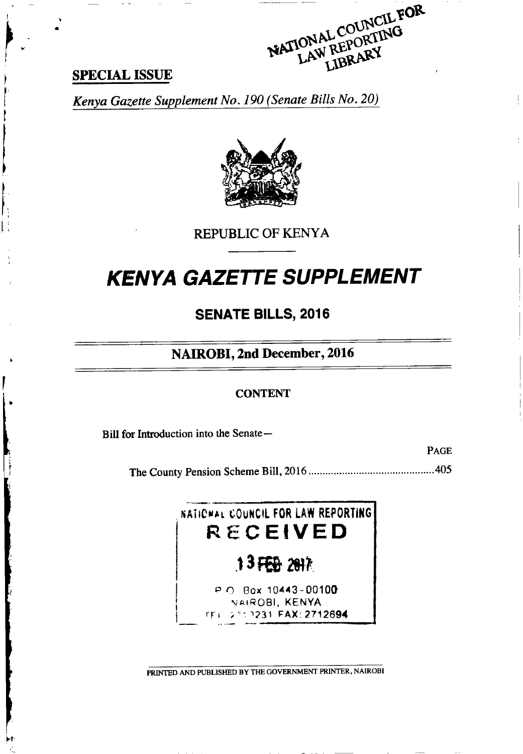**SPECIAL ISSUE**

*Kenya Gazette Supplement No. 190 (Senate Bills No. 20)*

REPUBLIC OF KENYA

# KENYA GAZETTE SUPPLEMENT

## SENATE BILLS, 2016

### NAIROBI, 2nd December, 2016

**CONTENT**

Bill for Introduction into the Senate—

| | PAGE |
|---|---|
| The County Pension Scheme Bill, 2016 | 405 |

NATIONAL COUNCIL FOR LAW REPORTING
RECEIVED
13 FEB 2017
P.O. Box 10443-00100
NAIROBI, KENYA
TEL 2719231 FAX: 2712694

PRINTED AND PUBLISHED BY THE GOVERNMENT PRINTER, NAIROBI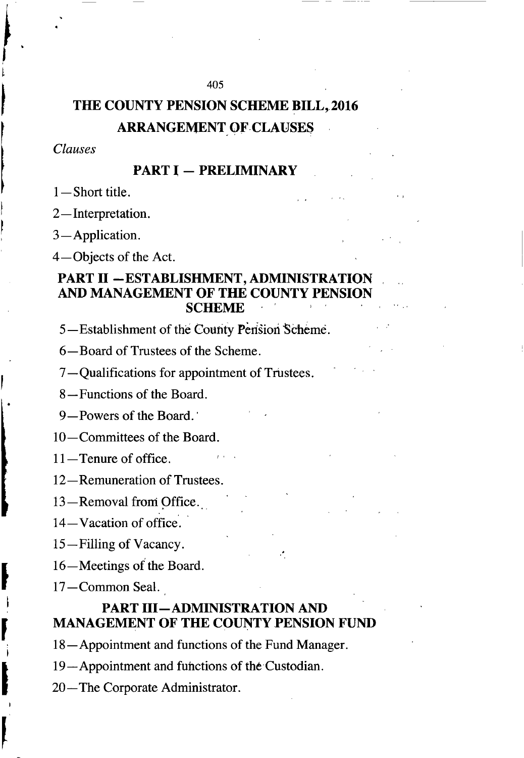# THE COUNTY PENSION SCHEME BILL, 2016

## ARRANGEMENT OF CLAUSES

*Clauses*

### PART I — PRELIMINARY

1—Short title.

2—Interpretation.

3—Application.

4—Objects of the Act.

### PART II —ESTABLISHMENT, ADMINISTRATION AND MANAGEMENT OF THE COUNTY PENSION SCHEME

5—Establishment of the County Pension Scheme.

6—Board of Trustees of the Scheme.

7—Qualifications for appointment of Trustees.

8—Functions of the Board.

9—Powers of the Board.

10—Committees of the Board.

11—Tenure of office.

12—Remuneration of Trustees.

13—Removal from Office.

14—Vacation of office.

15—Filling of Vacancy.

16—Meetings of the Board.

17—Common Seal.

### PART III—ADMINISTRATION AND MANAGEMENT OF THE COUNTY PENSION FUND

18—Appointment and functions of the Fund Manager.

19—Appointment and functions of the Custodian.

20—The Corporate Administrator.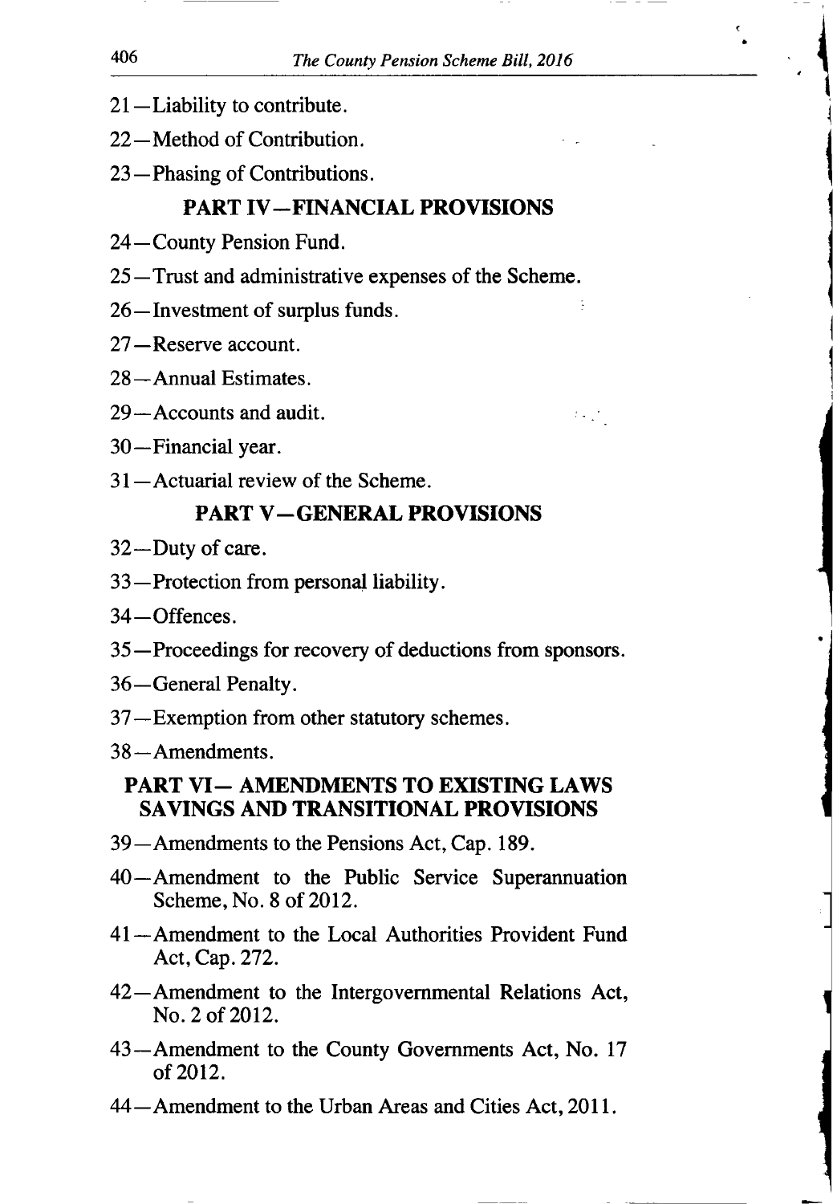21—Liability to contribute.

22—Method of Contribution.

23—Phasing of Contributions.

## PART IV—FINANCIAL PROVISIONS

24—County Pension Fund.

25—Trust and administrative expenses of the Scheme.

26—Investment of surplus funds.

27—Reserve account.

28—Annual Estimates.

29—Accounts and audit.

30—Financial year.

31—Actuarial review of the Scheme.

## PART V—GENERAL PROVISIONS

32—Duty of care.

33—Protection from personal liability.

34—Offences.

35—Proceedings for recovery of deductions from sponsors.

36—General Penalty.

37—Exemption from other statutory schemes.

38—Amendments.

## PART VI— AMENDMENTS TO EXISTING LAWS SAVINGS AND TRANSITIONAL PROVISIONS

39—Amendments to the Pensions Act, Cap. 189.

40—Amendment to the Public Service Superannuation Scheme, No. 8 of 2012.

41—Amendment to the Local Authorities Provident Fund Act, Cap. 272.

42—Amendment to the Intergovernmental Relations Act, No. 2 of 2012.

43—Amendment to the County Governments Act, No. 17 of 2012.

44—Amendment to the Urban Areas and Cities Act, 2011.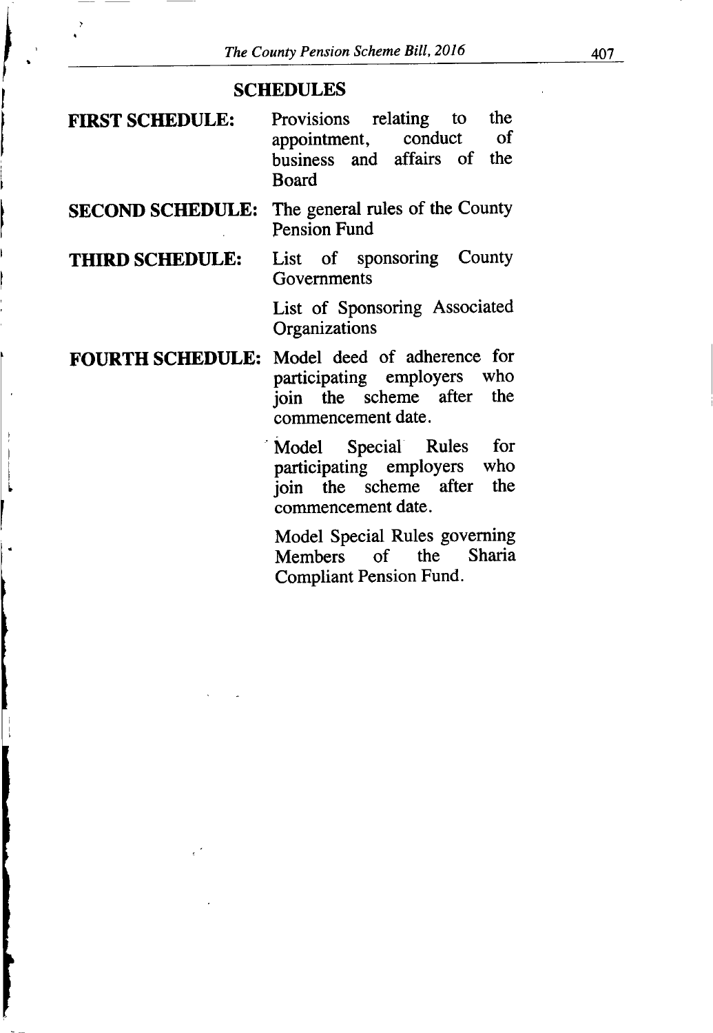## SCHEDULES

| | |
|---|---|
| **FIRST SCHEDULE:** | Provisions relating to the appointment, conduct of business and affairs of the Board |
| **SECOND SCHEDULE:** | The general rules of the County Pension Fund |
| **THIRD SCHEDULE:** | List of sponsoring County Governments |
| | List of Sponsoring Associated Organizations |
| **FOURTH SCHEDULE:** | Model deed of adherence for participating employers who join the scheme after the commencement date. |
| | Model Special Rules for participating employers who join the scheme after the commencement date. |
| | Model Special Rules governing Members of the Sharia Compliant Pension Fund. |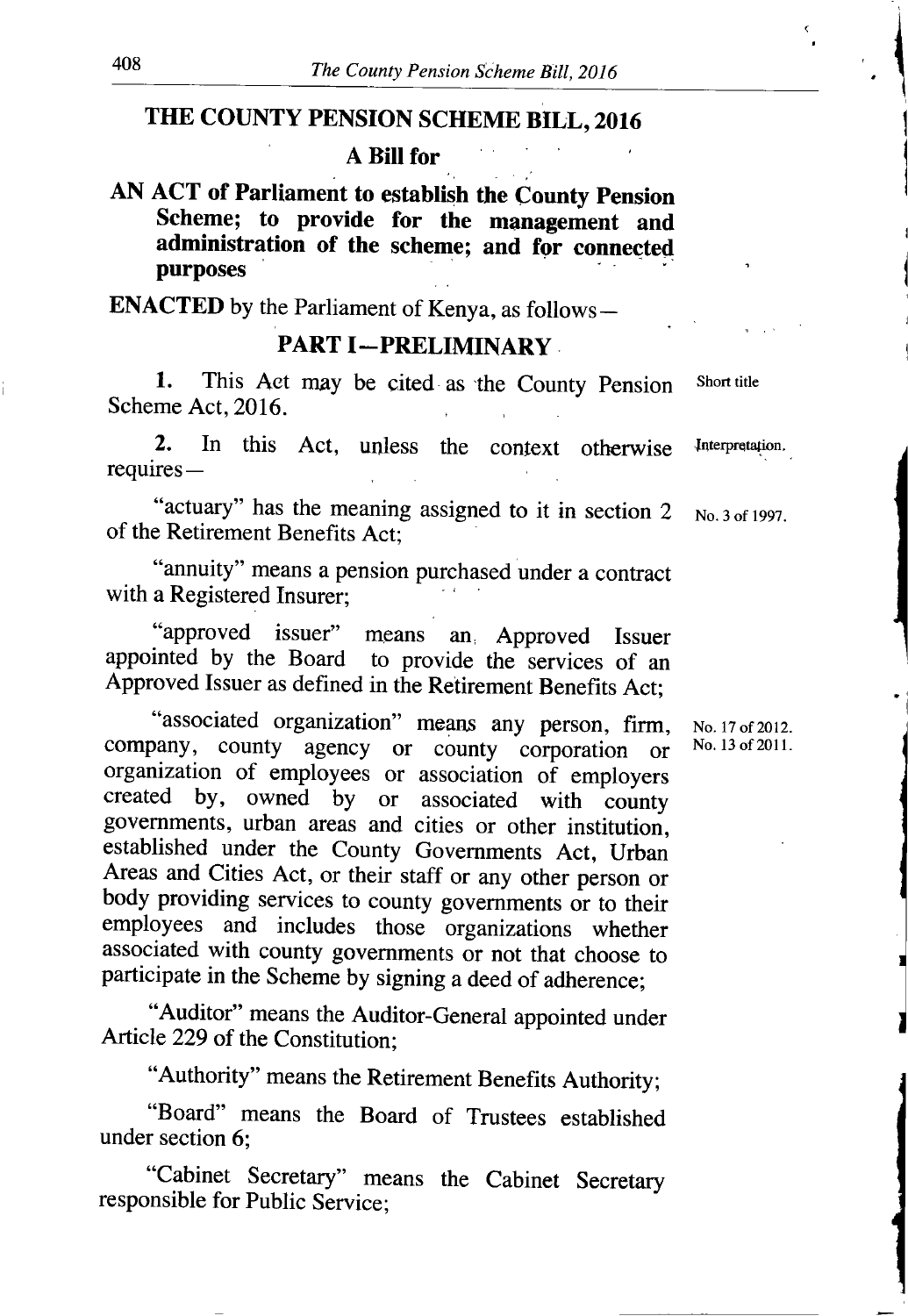# THE COUNTY PENSION SCHEME BILL, 2016

## A Bill for

**AN ACT of Parliament to establish the County Pension Scheme; to provide for the management and administration of the scheme; and for connected purposes**

**ENACTED** by the Parliament of Kenya, as follows—

## PART I—PRELIMINARY

Short title

**1.** This Act may be cited as the County Pension Scheme Act, 2016.

Interpretation.

**2.** In this Act, unless the context otherwise requires—

No. 3 of 1997.

"actuary" has the meaning assigned to it in section 2 of the Retirement Benefits Act;

"annuity" means a pension purchased under a contract with a Registered Insurer;

"approved issuer" means an Approved Issuer appointed by the Board to provide the services of an Approved Issuer as defined in the Retirement Benefits Act;

No. 17 of 2012.
No. 13 of 2011.

"associated organization" means any person, firm, company, county agency or county corporation or organization of employees or association of employers created by, owned by or associated with county governments, urban areas and cities or other institution, established under the County Governments Act, Urban Areas and Cities Act, or their staff or any other person or body providing services to county governments or to their employees and includes those organizations whether associated with county governments or not that choose to participate in the Scheme by signing a deed of adherence;

"Auditor" means the Auditor-General appointed under Article 229 of the Constitution;

"Authority" means the Retirement Benefits Authority;

"Board" means the Board of Trustees established under section 6;

"Cabinet Secretary" means the Cabinet Secretary responsible for Public Service;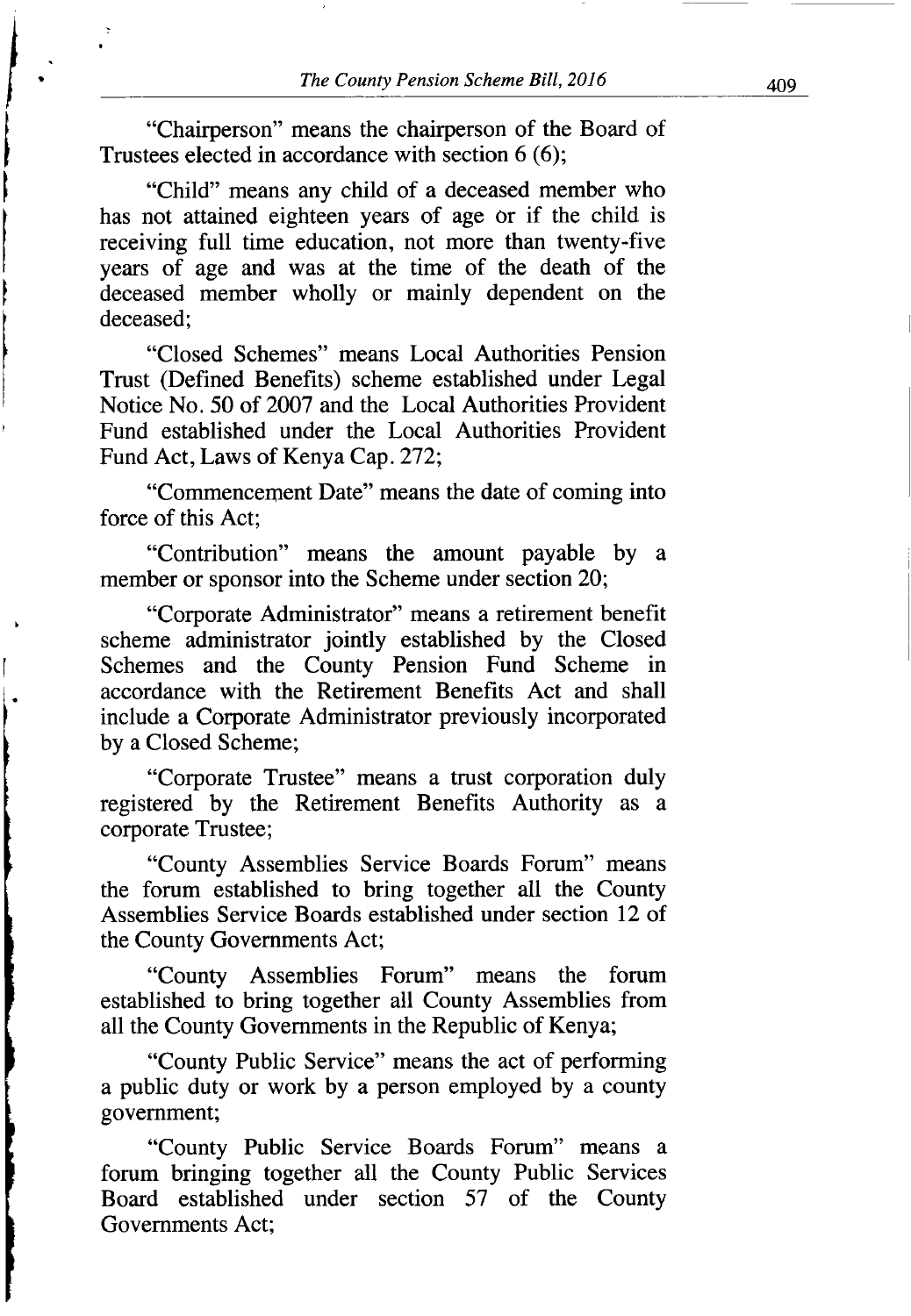"Chairperson" means the chairperson of the Board of Trustees elected in accordance with section 6 (6);

"Child" means any child of a deceased member who has not attained eighteen years of age or if the child is receiving full time education, not more than twenty-five years of age and was at the time of the death of the deceased member wholly or mainly dependent on the deceased;

"Closed Schemes" means Local Authorities Pension Trust (Defined Benefits) scheme established under Legal Notice No. 50 of 2007 and the Local Authorities Provident Fund established under the Local Authorities Provident Fund Act, Laws of Kenya Cap. 272;

"Commencement Date" means the date of coming into force of this Act;

"Contribution" means the amount payable by a member or sponsor into the Scheme under section 20;

"Corporate Administrator" means a retirement benefit scheme administrator jointly established by the Closed Schemes and the County Pension Fund Scheme in accordance with the Retirement Benefits Act and shall include a Corporate Administrator previously incorporated by a Closed Scheme;

"Corporate Trustee" means a trust corporation duly registered by the Retirement Benefits Authority as a corporate Trustee;

"County Assemblies Service Boards Forum" means the forum established to bring together all the County Assemblies Service Boards established under section 12 of the County Governments Act;

"County Assemblies Forum" means the forum established to bring together all County Assemblies from all the County Governments in the Republic of Kenya;

"County Public Service" means the act of performing a public duty or work by a person employed by a county government;

"County Public Service Boards Forum" means a forum bringing together all the County Public Services Board established under section 57 of the County Governments Act;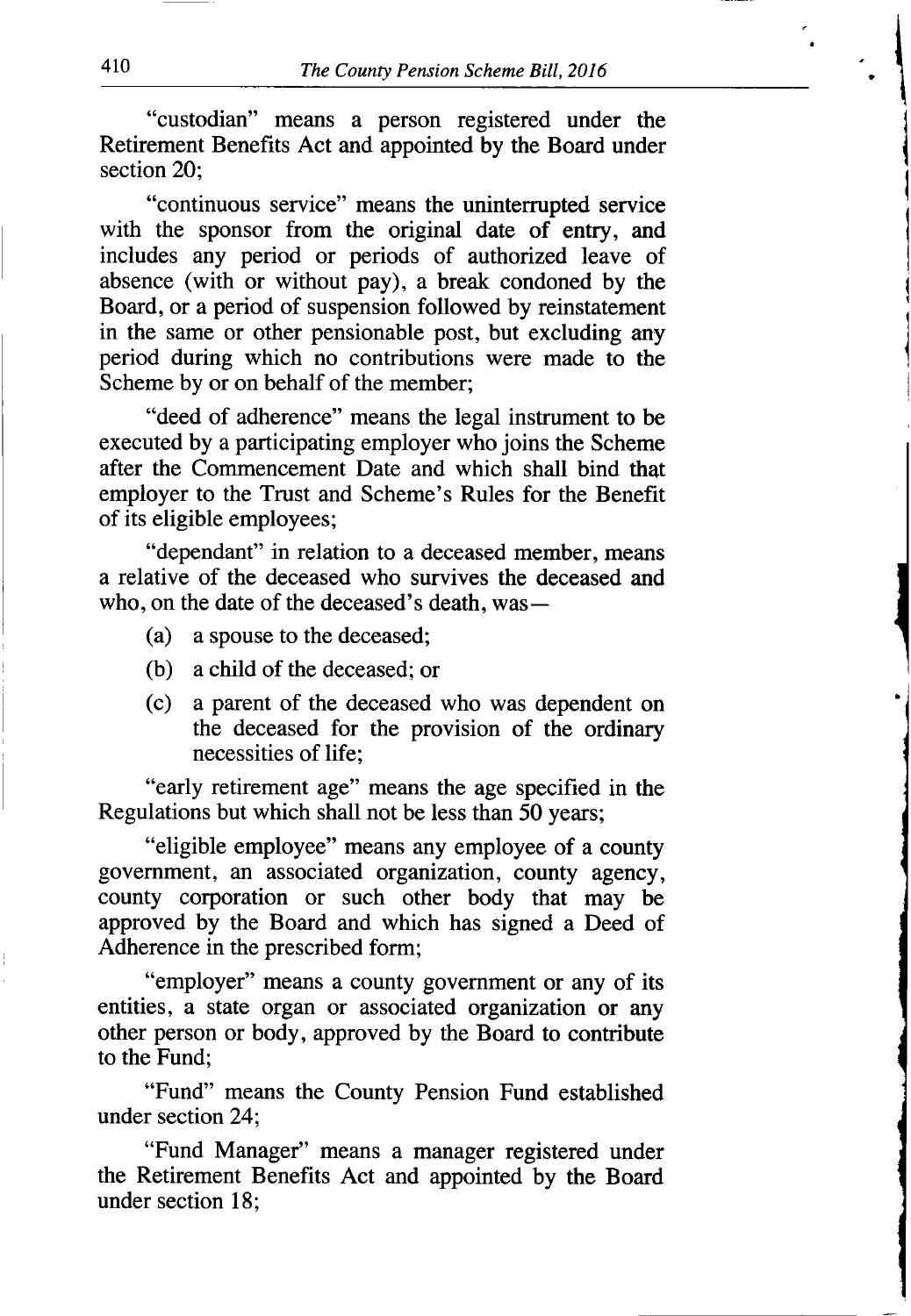"custodian" means a person registered under the Retirement Benefits Act and appointed by the Board under section 20;

"continuous service" means the uninterrupted service with the sponsor from the original date of entry, and includes any period or periods of authorized leave of absence (with or without pay), a break condoned by the Board, or a period of suspension followed by reinstatement in the same or other pensionable post, but excluding any period during which no contributions were made to the Scheme by or on behalf of the member;

"deed of adherence" means the legal instrument to be executed by a participating employer who joins the Scheme after the Commencement Date and which shall bind that employer to the Trust and Scheme's Rules for the Benefit of its eligible employees;

"dependant" in relation to a deceased member, means a relative of the deceased who survives the deceased and who, on the date of the deceased's death, was—

(a) a spouse to the deceased;

(b) a child of the deceased; or

(c) a parent of the deceased who was dependent on the deceased for the provision of the ordinary necessities of life;

"early retirement age" means the age specified in the Regulations but which shall not be less than 50 years;

"eligible employee" means any employee of a county government, an associated organization, county agency, county corporation or such other body that may be approved by the Board and which has signed a Deed of Adherence in the prescribed form;

"employer" means a county government or any of its entities, a state organ or associated organization or any other person or body, approved by the Board to contribute to the Fund;

"Fund" means the County Pension Fund established under section 24;

"Fund Manager" means a manager registered under the Retirement Benefits Act and appointed by the Board under section 18;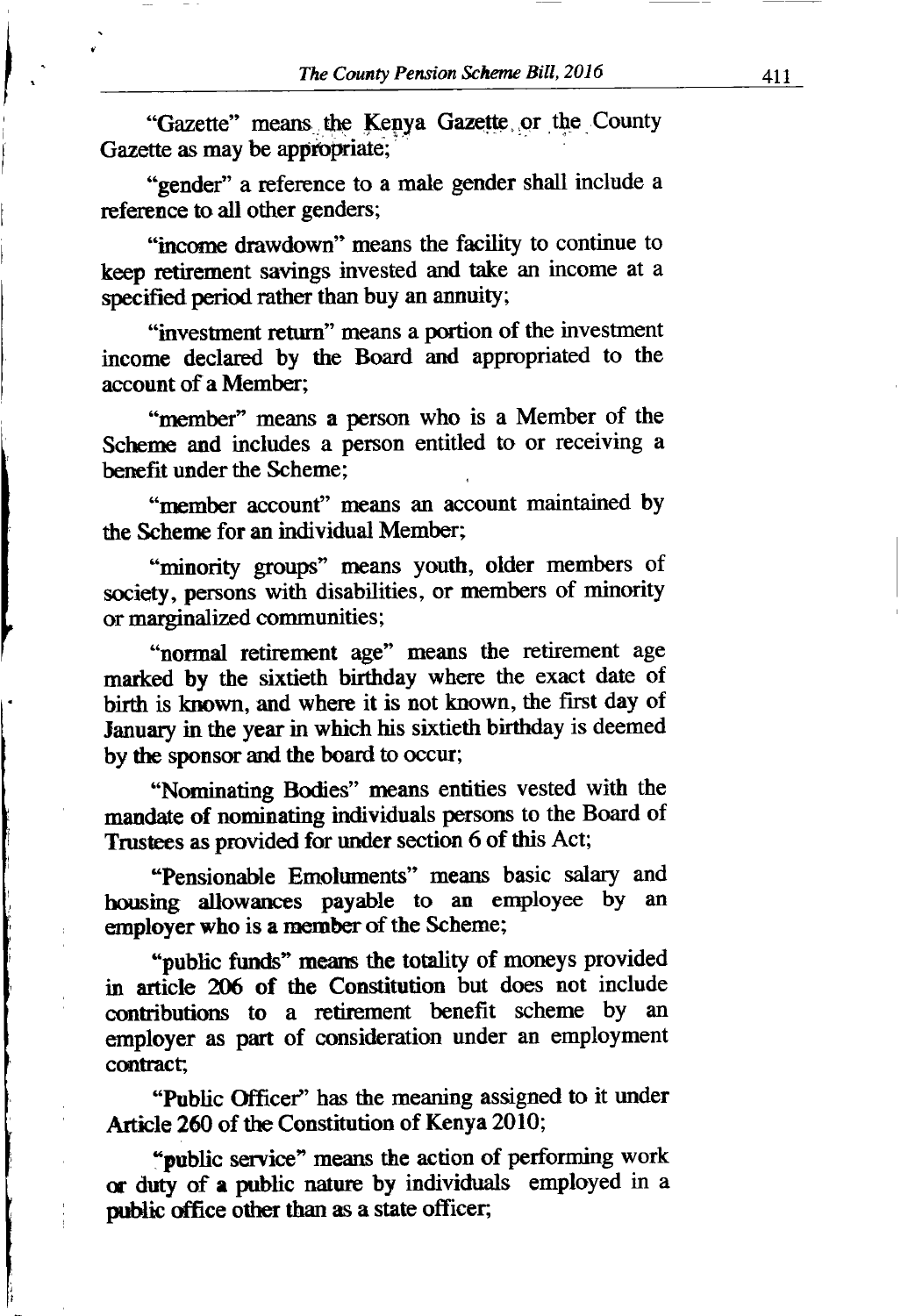"Gazette" means the Kenya Gazette or the County Gazette as may be appropriate;

"gender" a reference to a male gender shall include a reference to all other genders;

"income drawdown" means the facility to continue to keep retirement savings invested and take an income at a specified period rather than buy an annuity;

"investment return" means a portion of the investment income declared by the Board and appropriated to the account of a Member;

"member" means a person who is a Member of the Scheme and includes a person entitled to or receiving a benefit under the Scheme;

"member account" means an account maintained by the Scheme for an individual Member;

"minority groups" means youth, older members of society, persons with disabilities, or members of minority or marginalized communities;

"normal retirement age" means the retirement age marked by the sixtieth birthday where the exact date of birth is known, and where it is not known, the first day of January in the year in which his sixtieth birthday is deemed by the sponsor and the board to occur;

"Nominating Bodies" means entities vested with the mandate of nominating individuals persons to the Board of Trustees as provided for under section 6 of this Act;

"Pensionable Emoluments" means basic salary and housing allowances payable to an employee by an employer who is a member of the Scheme;

"public funds" means the totality of moneys provided in article 206 of the Constitution but does not include contributions to a retirement benefit scheme by an employer as part of consideration under an employment contract;

"Public Officer" has the meaning assigned to it under Article 260 of the Constitution of Kenya 2010;

"public service" means the action of performing work or duty of a public nature by individuals employed in a public office other than as a state officer;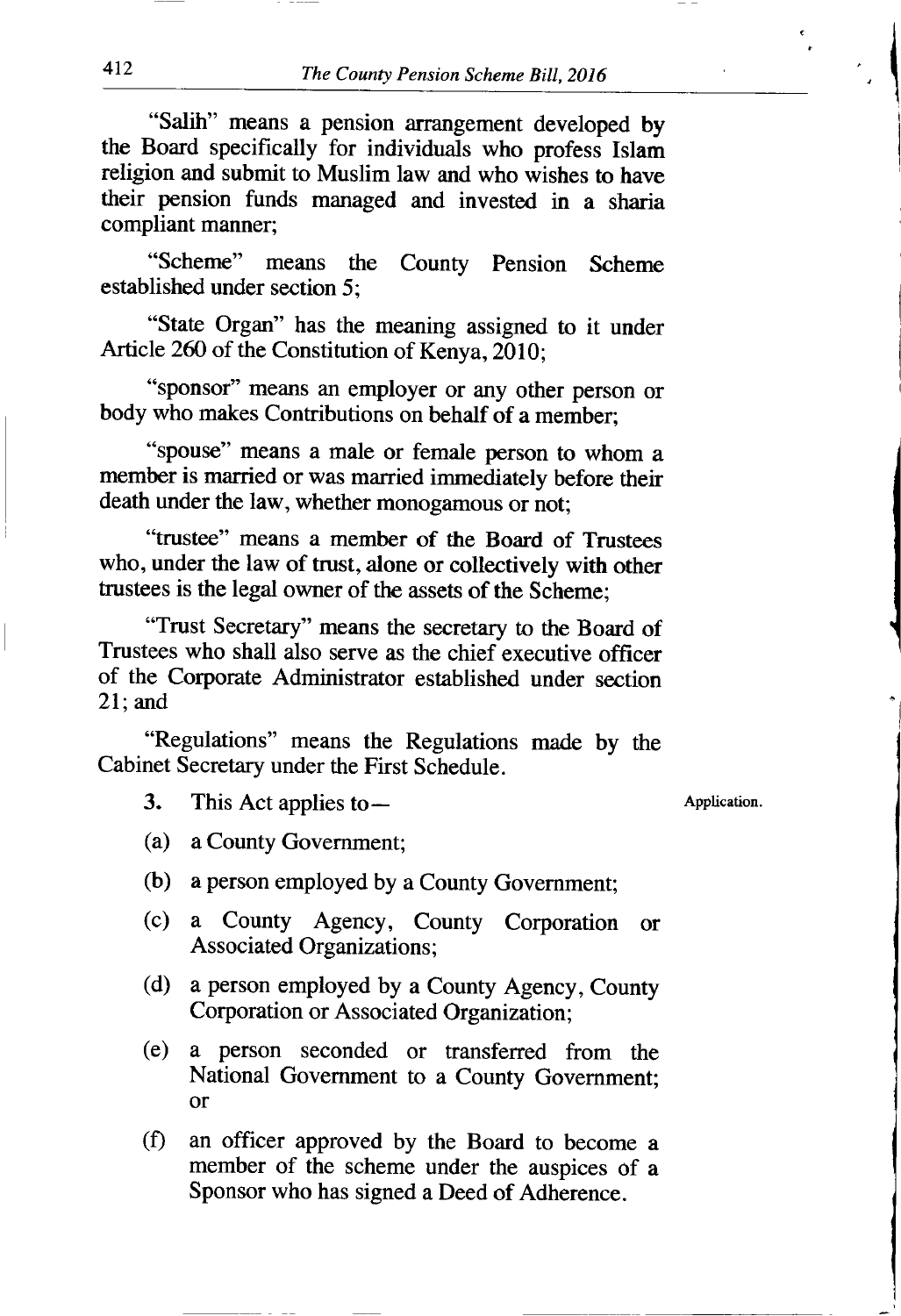"Salih" means a pension arrangement developed by the Board specifically for individuals who profess Islam religion and submit to Muslim law and who wishes to have their pension funds managed and invested in a sharia compliant manner;

"Scheme" means the County Pension Scheme established under section 5;

"State Organ" has the meaning assigned to it under Article 260 of the Constitution of Kenya, 2010;

"sponsor" means an employer or any other person or body who makes Contributions on behalf of a member;

"spouse" means a male or female person to whom a member is married or was married immediately before their death under the law, whether monogamous or not;

"trustee" means a member of the Board of Trustees who, under the law of trust, alone or collectively with other trustees is the legal owner of the assets of the Scheme;

"Trust Secretary" means the secretary to the Board of Trustees who shall also serve as the chief executive officer of the Corporate Administrator established under section 21; and

"Regulations" means the Regulations made by the Cabinet Secretary under the First Schedule.

Application.

**3.** This Act applies to—

(a) a County Government;

(b) a person employed by a County Government;

(c) a County Agency, County Corporation or Associated Organizations;

(d) a person employed by a County Agency, County Corporation or Associated Organization;

(e) a person seconded or transferred from the National Government to a County Government; or

(f) an officer approved by the Board to become a member of the scheme under the auspices of a Sponsor who has signed a Deed of Adherence.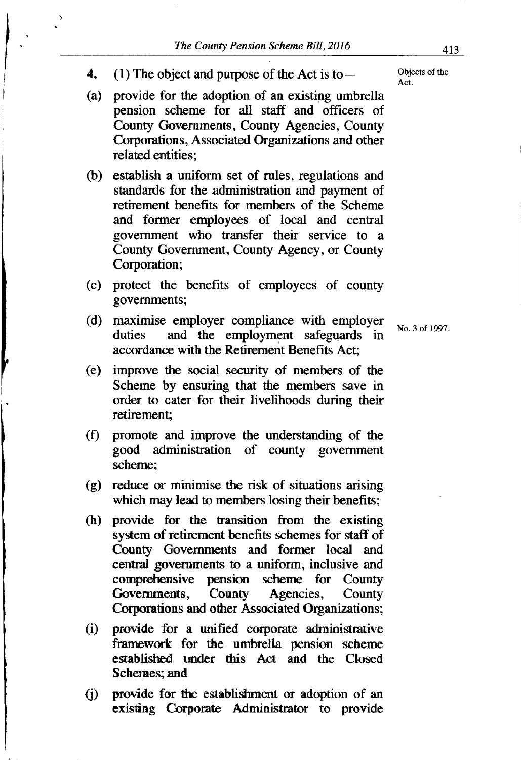**4.** (1) The object and purpose of the Act is to—

Objects of the Act.

(a) provide for the adoption of an existing umbrella pension scheme for all staff and officers of County Governments, County Agencies, County Corporations, Associated Organizations and other related entities;

(b) establish a uniform set of rules, regulations and standards for the administration and payment of retirement benefits for members of the Scheme and former employees of local and central government who transfer their service to a County Government, County Agency, or County Corporation;

(c) protect the benefits of employees of county governments;

(d) maximise employer compliance with employer duties and the employment safeguards in accordance with the Retirement Benefits Act;

No. 3 of 1997.

(e) improve the social security of members of the Scheme by ensuring that the members save in order to cater for their livelihoods during their retirement;

(f) promote and improve the understanding of the good administration of county government scheme;

(g) reduce or minimise the risk of situations arising which may lead to members losing their benefits;

(h) provide for the transition from the existing system of retirement benefits schemes for staff of County Governments and former local and central governments to a uniform, inclusive and comprehensive pension scheme for County Governments, County Agencies, County Corporations and other Associated Organizations;

(i) provide for a unified corporate administrative framework for the umbrella pension scheme established under this Act and the Closed Schemes; and

(j) provide for the establishment or adoption of an existing Corporate Administrator to provide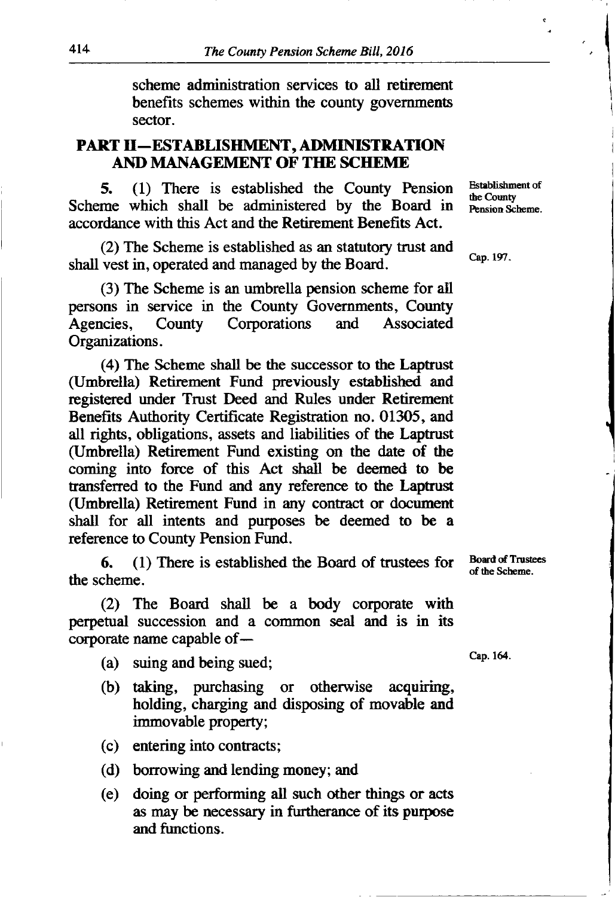scheme administration services to all retirement benefits schemes within the county governments sector.

## PART II—ESTABLISHMENT, ADMINISTRATION AND MANAGEMENT OF THE SCHEME

Establishment of the County Pension Scheme.

**5.** (1) There is established the County Pension Scheme which shall be administered by the Board in accordance with this Act and the Retirement Benefits Act.

Cap. 197.

(2) The Scheme is established as an statutory trust and shall vest in, operated and managed by the Board.

(3) The Scheme is an umbrella pension scheme for all persons in service in the County Governments, County Agencies, County Corporations and Associated Organizations.

(4) The Scheme shall be the successor to the Laptrust (Umbrella) Retirement Fund previously established and registered under Trust Deed and Rules under Retirement Benefits Authority Certificate Registration no. 01305, and all rights, obligations, assets and liabilities of the Laptrust (Umbrella) Retirement Fund existing on the date of the coming into force of this Act shall be deemed to be transferred to the Fund and any reference to the Laptrust (Umbrella) Retirement Fund in any contract or document shall for all intents and purposes be deemed to be a reference to County Pension Fund.

Board of Trustees of the Scheme.

**6.** (1) There is established the Board of trustees for the scheme.

(2) The Board shall be a body corporate with perpetual succession and a common seal and is in its corporate name capable of—

Cap. 164.

(a) suing and being sued;

(b) taking, purchasing or otherwise acquiring, holding, charging and disposing of movable and immovable property;

(c) entering into contracts;

(d) borrowing and lending money; and

(e) doing or performing all such other things or acts as may be necessary in furtherance of its purpose and functions.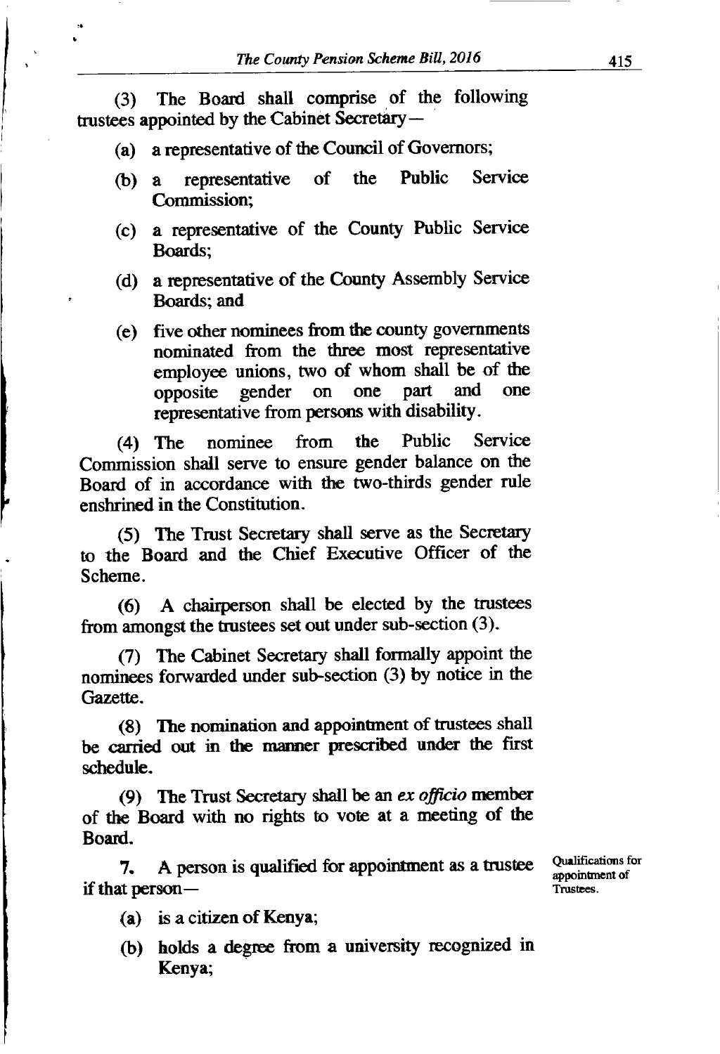(3) The Board shall comprise of the following trustees appointed by the Cabinet Secretary—

(a) a representative of the Council of Governors;

(b) a representative of the Public Service Commission;

(c) a representative of the County Public Service Boards;

(d) a representative of the County Assembly Service Boards; and

(e) five other nominees from the county governments nominated from the three most representative employee unions, two of whom shall be of the opposite gender on one part and one representative from persons with disability.

(4) The nominee from the Public Service Commission shall serve to ensure gender balance on the Board of in accordance with the two-thirds gender rule enshrined in the Constitution.

(5) The Trust Secretary shall serve as the Secretary to the Board and the Chief Executive Officer of the Scheme.

(6) A chairperson shall be elected by the trustees from amongst the trustees set out under sub-section (3).

(7) The Cabinet Secretary shall formally appoint the nominees forwarded under sub-section (3) by notice in the Gazette.

(8) The nomination and appointment of trustees shall be carried out in the manner prescribed under the first schedule.

(9) The Trust Secretary shall be an *ex officio* member of the Board with no rights to vote at a meeting of the Board.

Qualifications for appointment of Trustees.

**7.** A person is qualified for appointment as a trustee if that person—

(a) is a citizen of Kenya;

(b) holds a degree from a university recognized in Kenya;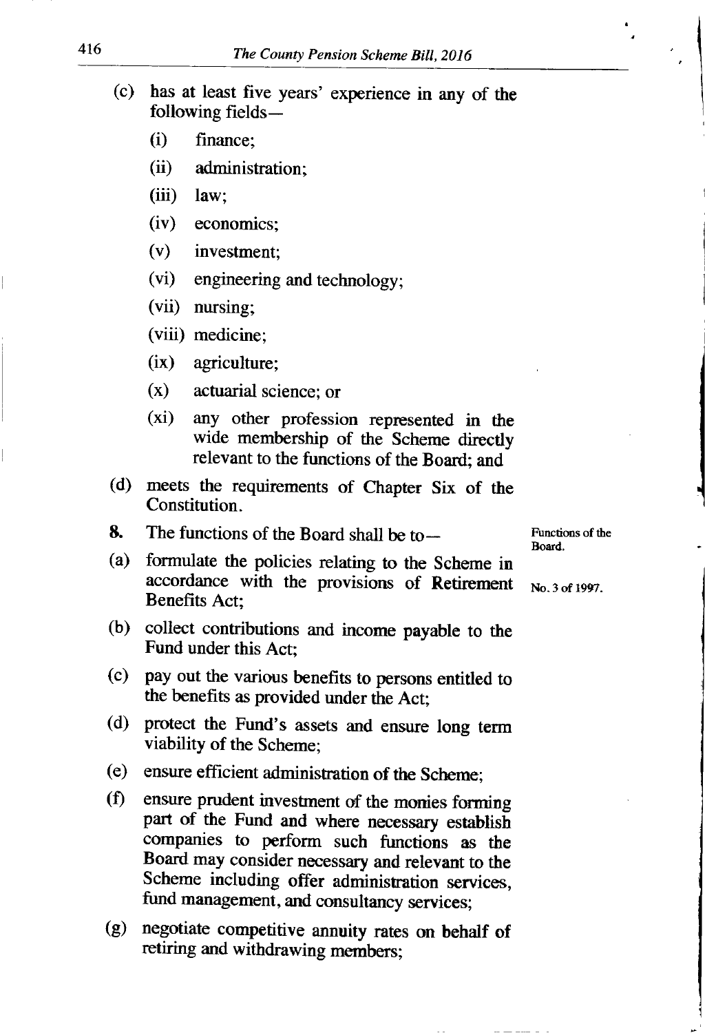(c) has at least five years' experience in any of the following fields—

  (i) finance;

  (ii) administration;

  (iii) law;

  (iv) economics;

  (v) investment;

  (vi) engineering and technology;

  (vii) nursing;

  (viii) medicine;

  (ix) agriculture;

  (x) actuarial science; or

  (xi) any other profession represented in the wide membership of the Scheme directly relevant to the functions of the Board; and

(d) meets the requirements of Chapter Six of the Constitution.

Functions of the Board.

**8.** The functions of the Board shall be to—

(a) formulate the policies relating to the Scheme in accordance with the provisions of Retirement Benefits Act; *No. 3 of 1997.*

(b) collect contributions and income payable to the Fund under this Act;

(c) pay out the various benefits to persons entitled to the benefits as provided under the Act;

(d) protect the Fund's assets and ensure long term viability of the Scheme;

(e) ensure efficient administration of the Scheme;

(f) ensure prudent investment of the monies forming part of the Fund and where necessary establish companies to perform such functions as the Board may consider necessary and relevant to the Scheme including offer administration services, fund management, and consultancy services;

(g) negotiate competitive annuity rates on behalf of retiring and withdrawing members;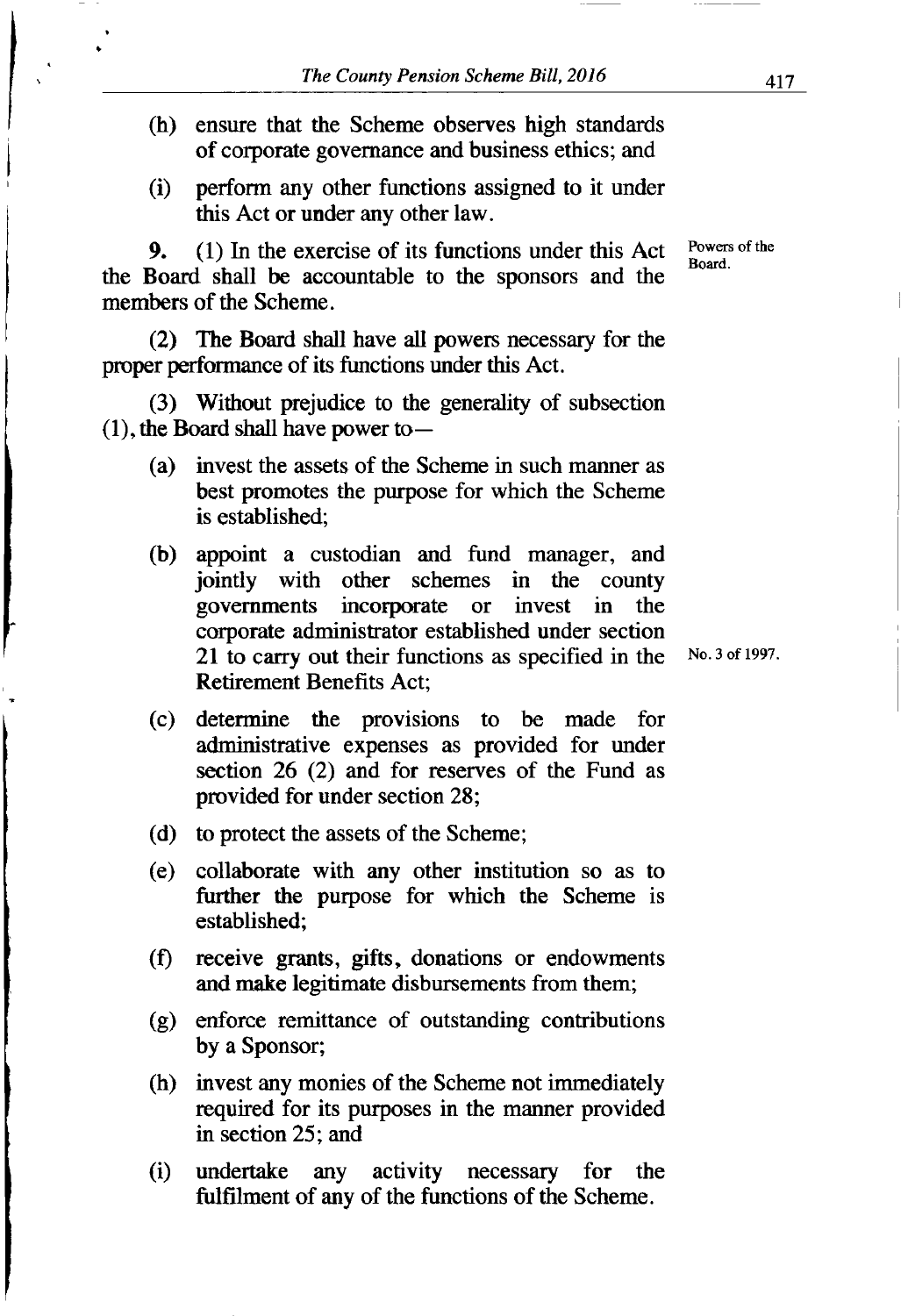(h) ensure that the Scheme observes high standards of corporate governance and business ethics; and

(i) perform any other functions assigned to it under this Act or under any other law.

Powers of the Board.

**9.** (1) In the exercise of its functions under this Act the Board shall be accountable to the sponsors and the members of the Scheme.

(2) The Board shall have all powers necessary for the proper performance of its functions under this Act.

(3) Without prejudice to the generality of subsection (1), the Board shall have power to—

(a) invest the assets of the Scheme in such manner as best promotes the purpose for which the Scheme is established;

(b) appoint a custodian and fund manager, and jointly with other schemes in the county governments incorporate or invest in the corporate administrator established under section 21 to carry out their functions as specified in the Retirement Benefits Act;

No. 3 of 1997.

(c) determine the provisions to be made for administrative expenses as provided for under section 26 (2) and for reserves of the Fund as provided for under section 28;

(d) to protect the assets of the Scheme;

(e) collaborate with any other institution so as to further the purpose for which the Scheme is established;

(f) receive grants, gifts, donations or endowments and make legitimate disbursements from them;

(g) enforce remittance of outstanding contributions by a Sponsor;

(h) invest any monies of the Scheme not immediately required for its purposes in the manner provided in section 25; and

(i) undertake any activity necessary for the fulfilment of any of the functions of the Scheme.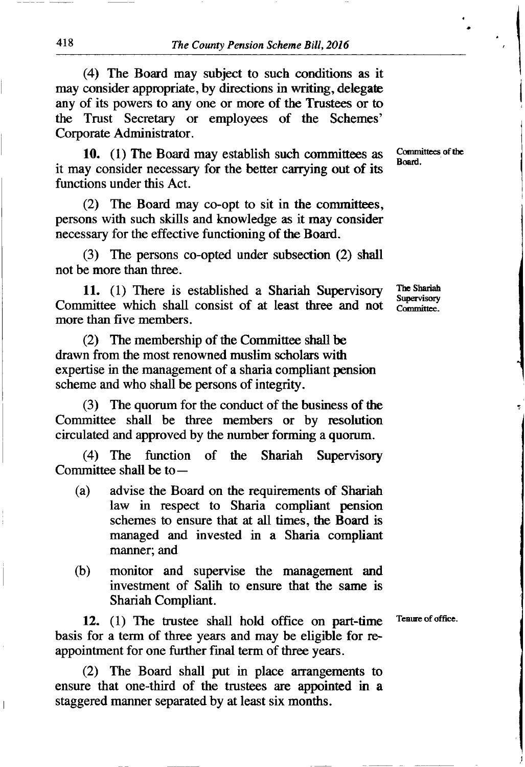(4) The Board may subject to such conditions as it may consider appropriate, by directions in writing, delegate any of its powers to any one or more of the Trustees or to the Trust Secretary or employees of the Schemes' Corporate Administrator.

**Committees of the Board.**

**10.** (1) The Board may establish such committees as it may consider necessary for the better carrying out of its functions under this Act.

(2) The Board may co-opt to sit in the committees, persons with such skills and knowledge as it may consider necessary for the effective functioning of the Board.

(3) The persons co-opted under subsection (2) shall not be more than three.

**The Shariah Supervisory Committee.**

**11.** (1) There is established a Shariah Supervisory Committee which shall consist of at least three and not more than five members.

(2) The membership of the Committee shall be drawn from the most renowned muslim scholars with expertise in the management of a sharia compliant pension scheme and who shall be persons of integrity.

(3) The quorum for the conduct of the business of the Committee shall be three members or by resolution circulated and approved by the number forming a quorum.

(4) The function of the Shariah Supervisory Committee shall be to—

(a) advise the Board on the requirements of Shariah law in respect to Sharia compliant pension schemes to ensure that at all times, the Board is managed and invested in a Sharia compliant manner; and

(b) monitor and supervise the management and investment of Salih to ensure that the same is Shariah Compliant.

**Tenure of office.**

**12.** (1) The trustee shall hold office on part-time basis for a term of three years and may be eligible for re-appointment for one further final term of three years.

(2) The Board shall put in place arrangements to ensure that one-third of the trustees are appointed in a staggered manner separated by at least six months.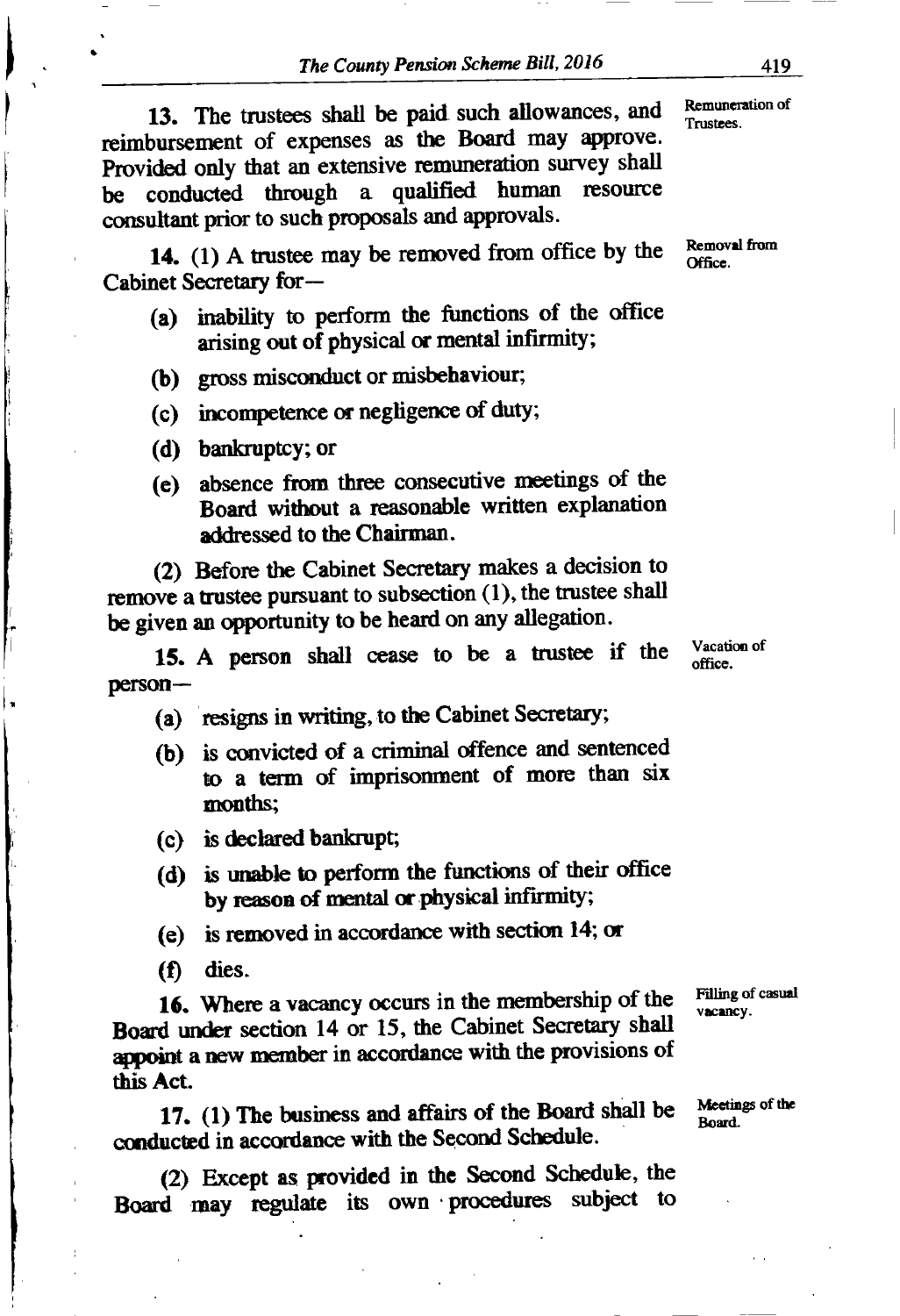**13.** The trustees shall be paid such allowances, and reimbursement of expenses as the Board may approve. Provided only that an extensive remuneration survey shall be conducted through a qualified human resource consultant prior to such proposals and approvals.

*Remuneration of Trustees.*

**14.** (1) A trustee may be removed from office by the Cabinet Secretary for—

*Removal from Office.*

- (a) inability to perform the functions of the office arising out of physical or mental infirmity;
- (b) gross misconduct or misbehaviour;
- (c) incompetence or negligence of duty;
- (d) bankruptcy; or
- (e) absence from three consecutive meetings of the Board without a reasonable written explanation addressed to the Chairman.

(2) Before the Cabinet Secretary makes a decision to remove a trustee pursuant to subsection (1), the trustee shall be given an opportunity to be heard on any allegation.

**15.** A person shall cease to be a trustee if the person—

*Vacation of office.*

- (a) resigns in writing, to the Cabinet Secretary;
- (b) is convicted of a criminal offence and sentenced to a term of imprisonment of more than six months;
- (c) is declared bankrupt;
- (d) is unable to perform the functions of their office by reason of mental or physical infirmity;
- (e) is removed in accordance with section 14; or
- (f) dies.

**16.** Where a vacancy occurs in the membership of the Board under section 14 or 15, the Cabinet Secretary shall appoint a new member in accordance with the provisions of this Act.

*Filling of casual vacancy.*

**17.** (1) The business and affairs of the Board shall be conducted in accordance with the Second Schedule.

*Meetings of the Board.*

(2) Except as provided in the Second Schedule, the Board may regulate its own procedures subject to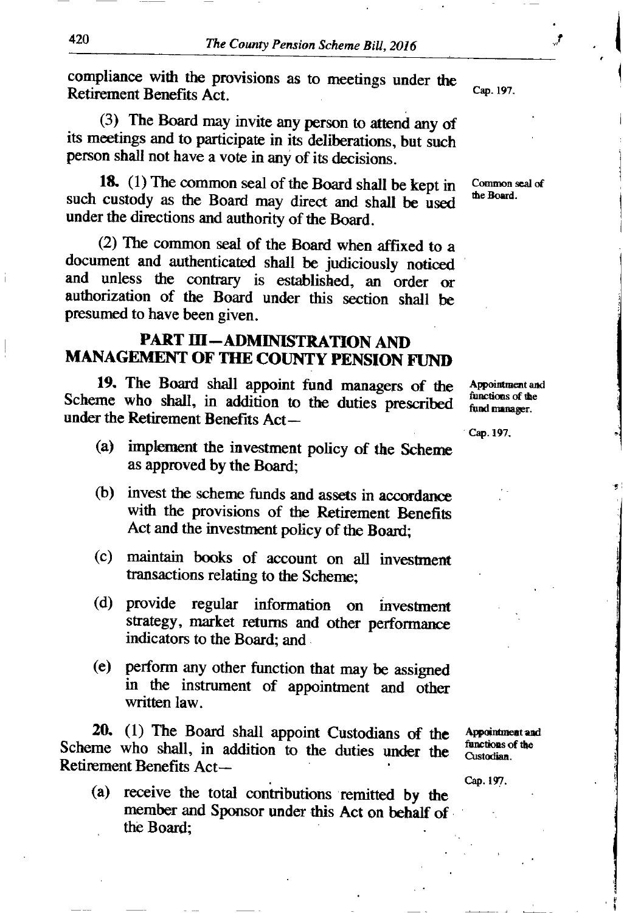compliance with the provisions as to meetings under the Retirement Benefits Act. Cap. 197.

(3) The Board may invite any person to attend any of its meetings and to participate in its deliberations, but such person shall not have a vote in any of its decisions.

**18.** (1) The common seal of the Board shall be kept in such custody as the Board may direct and shall be used under the directions and authority of the Board. *Common seal of the Board.*

(2) The common seal of the Board when affixed to a document and authenticated shall be judiciously noticed and unless the contrary is established, an order or authorization of the Board under this section shall be presumed to have been given.

## PART III—ADMINISTRATION AND MANAGEMENT OF THE COUNTY PENSION FUND

**19.** The Board shall appoint fund managers of the Scheme who shall, in addition to the duties prescribed under the Retirement Benefits Act— *Appointment and functions of the fund manager.* Cap. 197.

(a) implement the investment policy of the Scheme as approved by the Board;

(b) invest the scheme funds and assets in accordance with the provisions of the Retirement Benefits Act and the investment policy of the Board;

(c) maintain books of account on all investment transactions relating to the Scheme;

(d) provide regular information on investment strategy, market returns and other performance indicators to the Board; and

(e) perform any other function that may be assigned in the instrument of appointment and other written law.

**20.** (1) The Board shall appoint Custodians of the Scheme who shall, in addition to the duties under the Retirement Benefits Act— *Appointment and functions of the Custodian.* Cap. 197.

(a) receive the total contributions remitted by the member and Sponsor under this Act on behalf of the Board;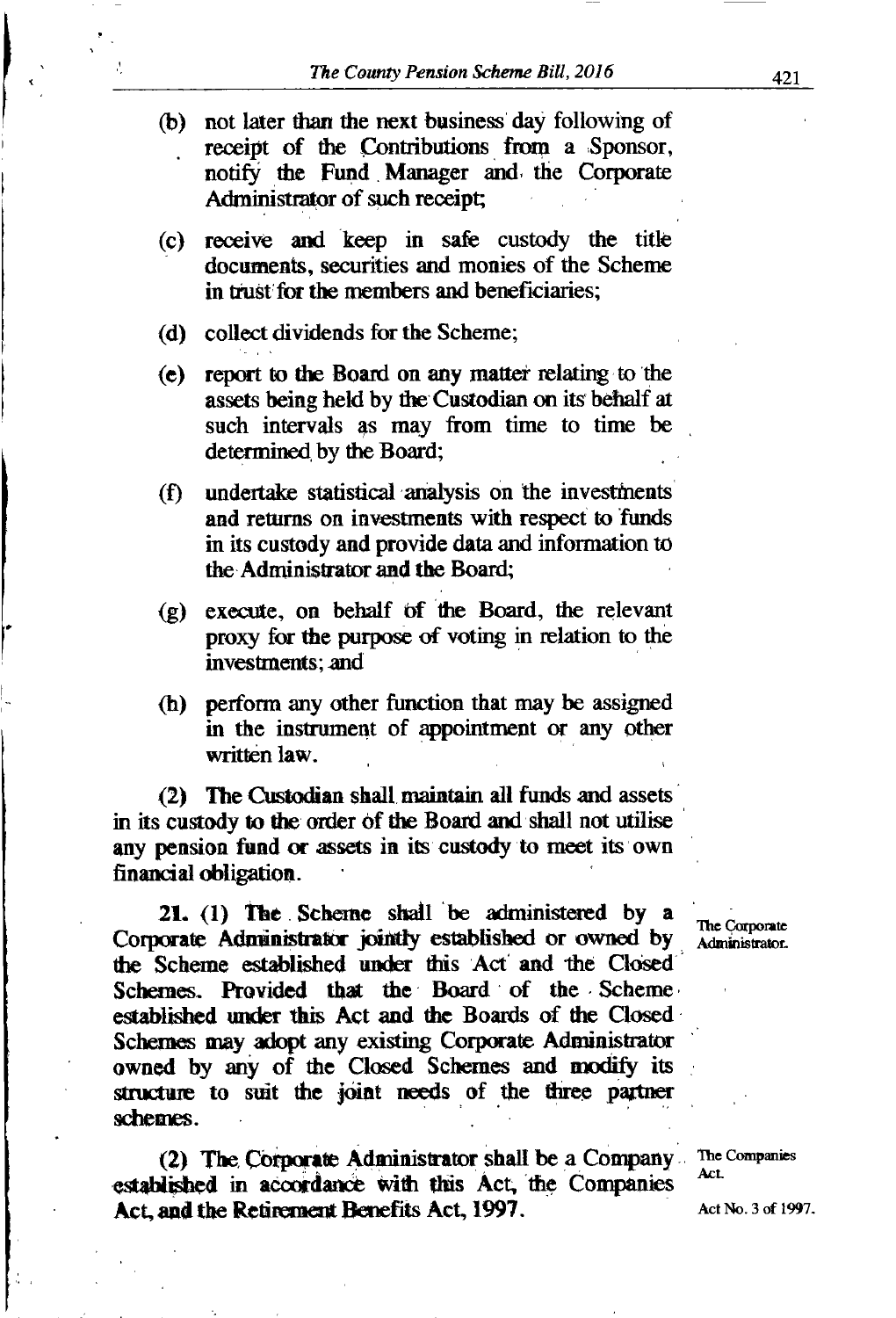(b) not later than the next business day following of receipt of the Contributions from a Sponsor, notify the Fund Manager and the Corporate Administrator of such receipt;

(c) receive and keep in safe custody the title documents, securities and monies of the Scheme in trust for the members and beneficiaries;

(d) collect dividends for the Scheme;

(e) report to the Board on any matter relating to the assets being held by the Custodian on its behalf at such intervals as may from time to time be determined by the Board;

(f) undertake statistical analysis on the investments and returns on investments with respect to funds in its custody and provide data and information to the Administrator and the Board;

(g) execute, on behalf of the Board, the relevant proxy for the purpose of voting in relation to the investments; and

(h) perform any other function that may be assigned in the instrument of appointment or any other written law.

(2) The Custodian shall maintain all funds and assets in its custody to the order of the Board and shall not utilise any pension fund or assets in its custody to meet its own financial obligation.

The Corporate Administrator.

**21.** (1) The Scheme shall be administered by a Corporate Administrator jointly established or owned by the Scheme established under this Act and the Closed Schemes. Provided that the Board of the Scheme established under this Act and the Boards of the Closed Schemes may adopt any existing Corporate Administrator owned by any of the Closed Schemes and modify its structure to suit the joint needs of the three partner schemes.

The Companies Act.

Act No. 3 of 1997.

(2) The Corporate Administrator shall be a Company established in accordance with this Act, the Companies Act, and the Retirement Benefits Act, 1997.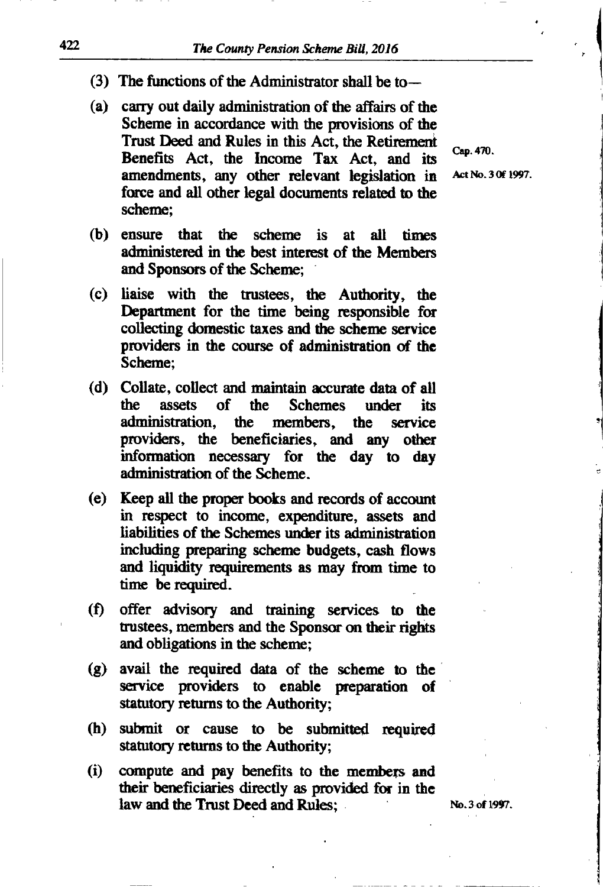(3) The functions of the Administrator shall be to—

(a) carry out daily administration of the affairs of the Scheme in accordance with the provisions of the Trust Deed and Rules in this Act, the Retirement Benefits Act, the Income Tax Act, and its amendments, any other relevant legislation in force and all other legal documents related to the scheme;

Cap. 470.

Act No. 3 Of 1997.

(b) ensure that the scheme is at all times administered in the best interest of the Members and Sponsors of the Scheme;

(c) liaise with the trustees, the Authority, the Department for the time being responsible for collecting domestic taxes and the scheme service providers in the course of administration of the Scheme;

(d) Collate, collect and maintain accurate data of all the assets of the Schemes under its administration, the members, the service providers, the beneficiaries, and any other information necessary for the day to day administration of the Scheme.

(e) Keep all the proper books and records of account in respect to income, expenditure, assets and liabilities of the Schemes under its administration including preparing scheme budgets, cash flows and liquidity requirements as may from time to time be required.

(f) offer advisory and training services to the trustees, members and the Sponsor on their rights and obligations in the scheme;

(g) avail the required data of the scheme to the service providers to enable preparation of statutory returns to the Authority;

(h) submit or cause to be submitted required statutory returns to the Authority;

(i) compute and pay benefits to the members and their beneficiaries directly as provided for in the law and the Trust Deed and Rules;

No. 3 of 1997.